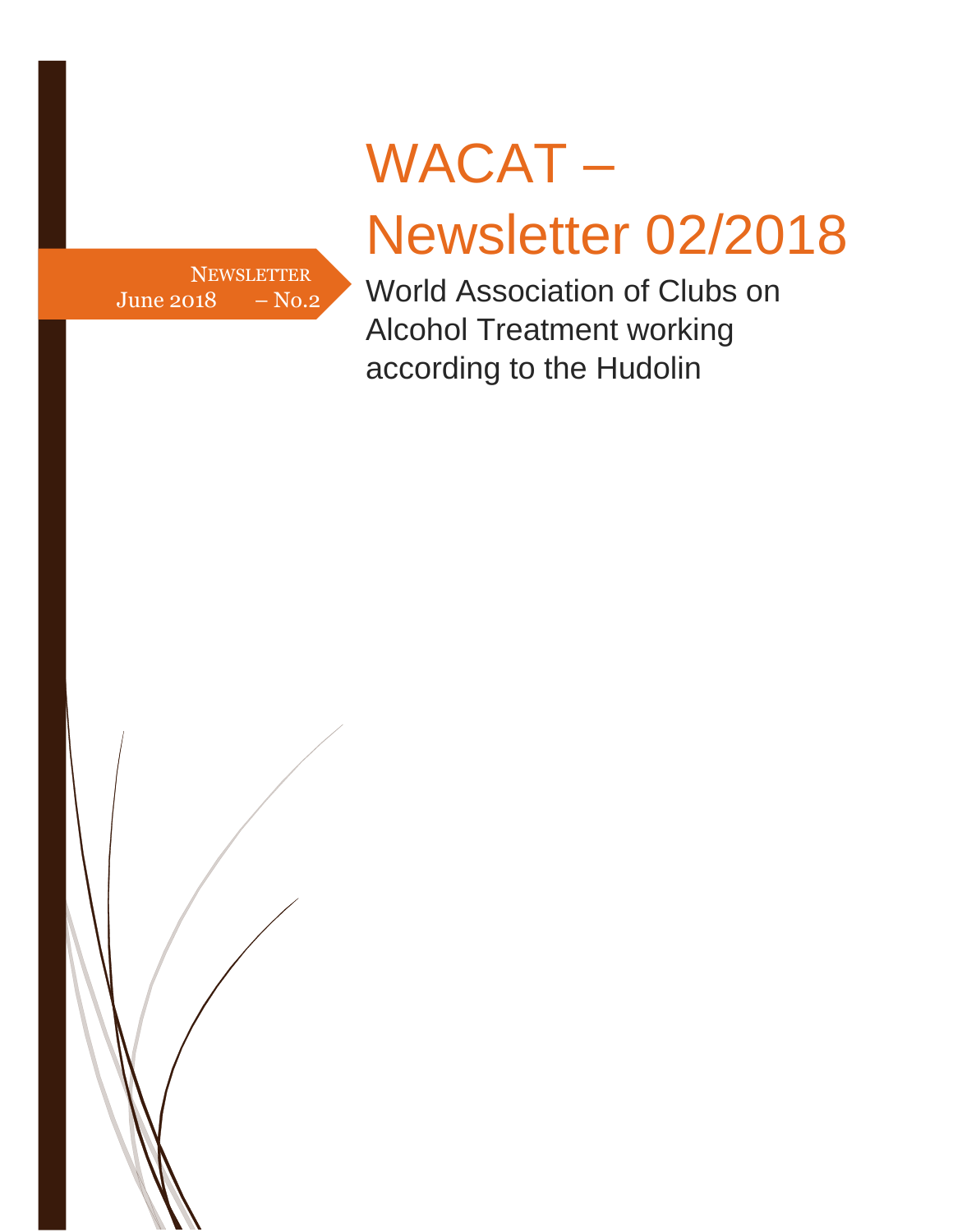NEWSLETTER
June 2018 – No.2

# WACAT – Newsletter 02/2018

World Association of Clubs on Alcohol Treatment working according to the Hudolin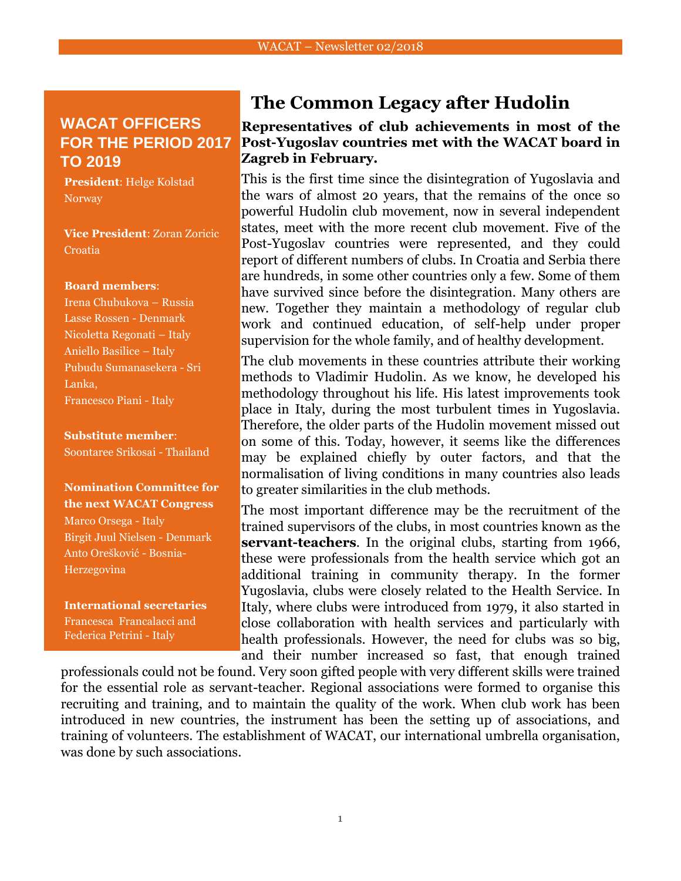## WACAT OFFICERS FOR THE PERIOD 2017 TO 2019

**President**: Helge Kolstad Norway

**Vice President**: Zoran Zoricic Croatia

**Board members**:
Irena Chubukova – Russia
Lasse Rossen - Denmark
Nicoletta Regonati – Italy
Aniello Basilice – Italy
Pubudu Sumanasekera - Sri Lanka,
Francesco Piani - Italy

**Substitute member**:
Soontaree Srikosai - Thailand

**Nomination Committee for the next WACAT Congress**
Marco Orsega - Italy
Birgit Juul Nielsen - Denmark
Anto Orešković - Bosnia-Herzegovina

**International secretaries**
Francesca Francalacci and Federica Petrini - Italy

# The Common Legacy after Hudolin

**Representatives of club achievements in most of the Post-Yugoslav countries met with the WACAT board in Zagreb in February.**

This is the first time since the disintegration of Yugoslavia and the wars of almost 20 years, that the remains of the once so powerful Hudolin club movement, now in several independent states, meet with the more recent club movement. Five of the Post-Yugoslav countries were represented, and they could report of different numbers of clubs. In Croatia and Serbia there are hundreds, in some other countries only a few. Some of them have survived since before the disintegration. Many others are new. Together they maintain a methodology of regular club work and continued education, of self-help under proper supervision for the whole family, and of healthy development.

The club movements in these countries attribute their working methods to Vladimir Hudolin. As we know, he developed his methodology throughout his life. His latest improvements took place in Italy, during the most turbulent times in Yugoslavia. Therefore, the older parts of the Hudolin movement missed out on some of this. Today, however, it seems like the differences may be explained chiefly by outer factors, and that the normalisation of living conditions in many countries also leads to greater similarities in the club methods.

The most important difference may be the recruitment of the trained supervisors of the clubs, in most countries known as the **servant-teachers**. In the original clubs, starting from 1966, these were professionals from the health service which got an additional training in community therapy. In the former Yugoslavia, clubs were closely related to the Health Service. In Italy, where clubs were introduced from 1979, it also started in close collaboration with health services and particularly with health professionals. However, the need for clubs was so big, and their number increased so fast, that enough trained professionals could not be found. Very soon gifted people with very different skills were trained for the essential role as servant-teacher. Regional associations were formed to organise this recruiting and training, and to maintain the quality of the work. When club work has been introduced in new countries, the instrument has been the setting up of associations, and training of volunteers. The establishment of WACAT, our international umbrella organisation, was done by such associations.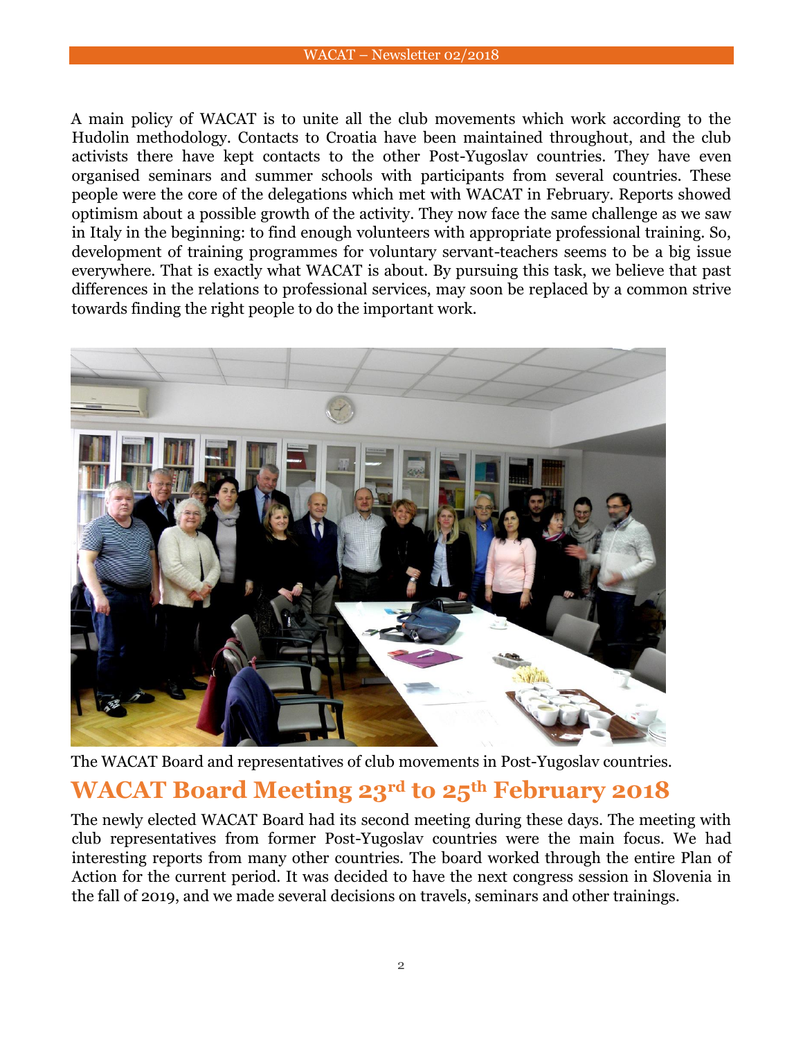A main policy of WACAT is to unite all the club movements which work according to the Hudolin methodology. Contacts to Croatia have been maintained throughout, and the club activists there have kept contacts to the other Post-Yugoslav countries. They have even organised seminars and summer schools with participants from several countries. These people were the core of the delegations which met with WACAT in February. Reports showed optimism about a possible growth of the activity. They now face the same challenge as we saw in Italy in the beginning: to find enough volunteers with appropriate professional training. So, development of training programmes for voluntary servant-teachers seems to be a big issue everywhere. That is exactly what WACAT is about. By pursuing this task, we believe that past differences in the relations to professional services, may soon be replaced by a common strive towards finding the right people to do the important work.

The WACAT Board and representatives of club movements in Post-Yugoslav countries.

## WACAT Board Meeting 23rd to 25th February 2018

The newly elected WACAT Board had its second meeting during these days. The meeting with club representatives from former Post-Yugoslav countries were the main focus. We had interesting reports from many other countries. The board worked through the entire Plan of Action for the current period. It was decided to have the next congress session in Slovenia in the fall of 2019, and we made several decisions on travels, seminars and other trainings.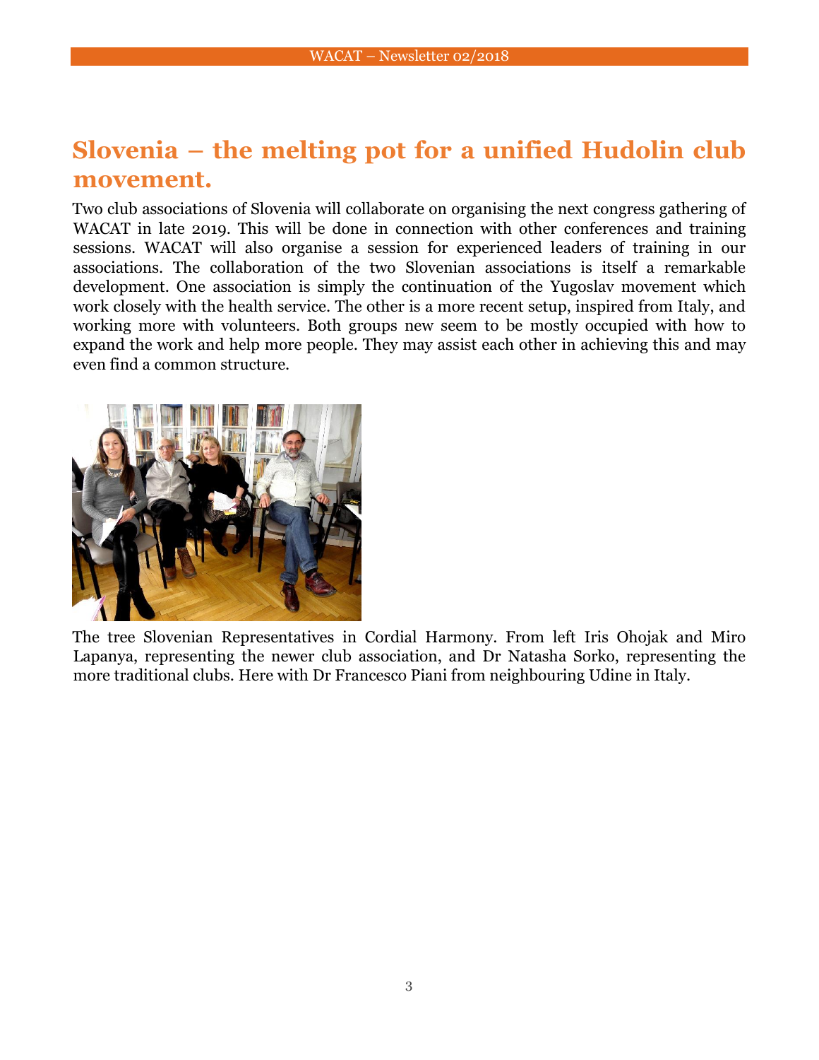# Slovenia – the melting pot for a unified Hudolin club movement.

Two club associations of Slovenia will collaborate on organising the next congress gathering of WACAT in late 2019. This will be done in connection with other conferences and training sessions. WACAT will also organise a session for experienced leaders of training in our associations. The collaboration of the two Slovenian associations is itself a remarkable development. One association is simply the continuation of the Yugoslav movement which work closely with the health service. The other is a more recent setup, inspired from Italy, and working more with volunteers. Both groups new seem to be mostly occupied with how to expand the work and help more people. They may assist each other in achieving this and may even find a common structure.

The tree Slovenian Representatives in Cordial Harmony. From left Iris Ohojak and Miro Lapanya, representing the newer club association, and Dr Natasha Sorko, representing the more traditional clubs. Here with Dr Francesco Piani from neighbouring Udine in Italy.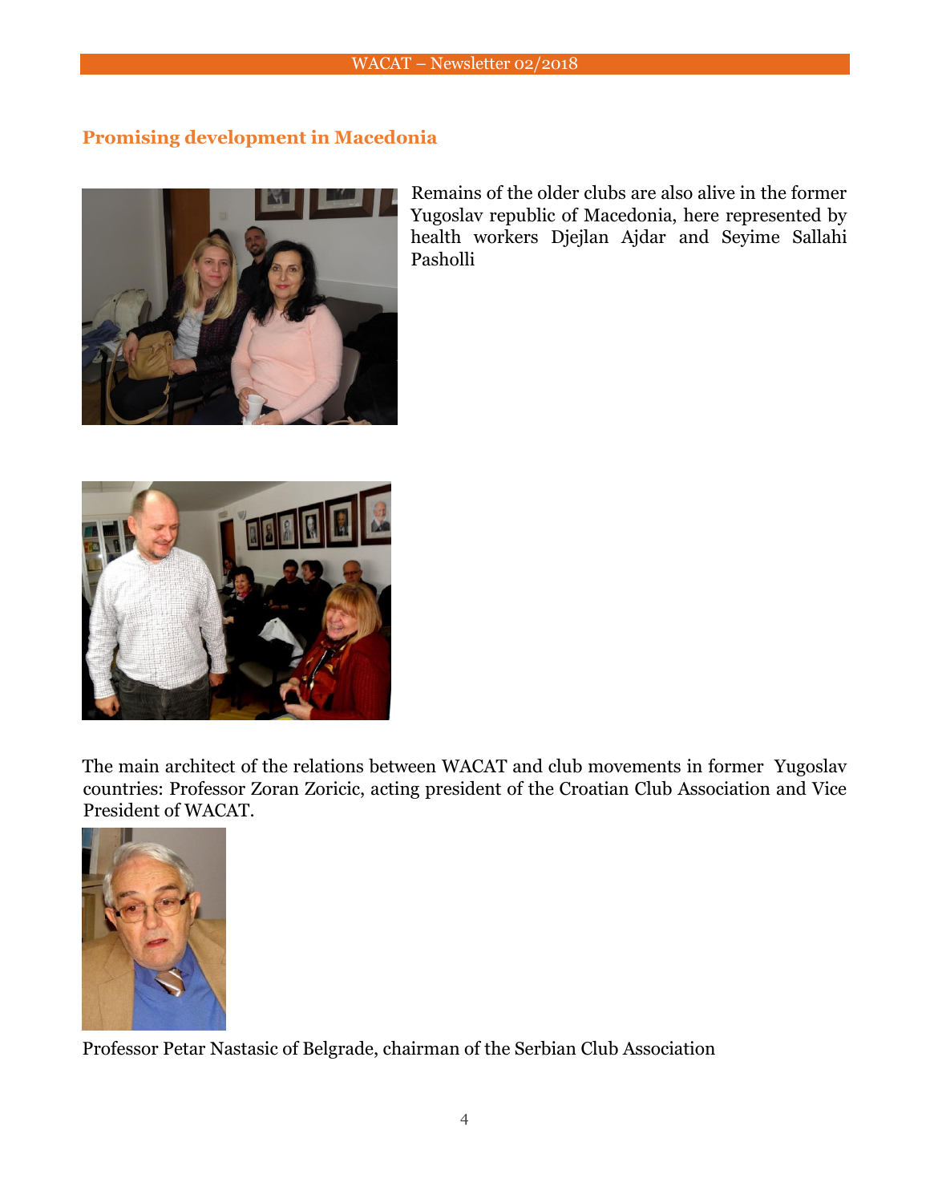## Promising development in Macedonia

Remains of the older clubs are also alive in the former Yugoslav republic of Macedonia, here represented by health workers Djejlan Ajdar and Seyime Sallahi Pasholli

The main architect of the relations between WACAT and club movements in former Yugoslav countries: Professor Zoran Zoricic, acting president of the Croatian Club Association and Vice President of WACAT.

Professor Petar Nastasic of Belgrade, chairman of the Serbian Club Association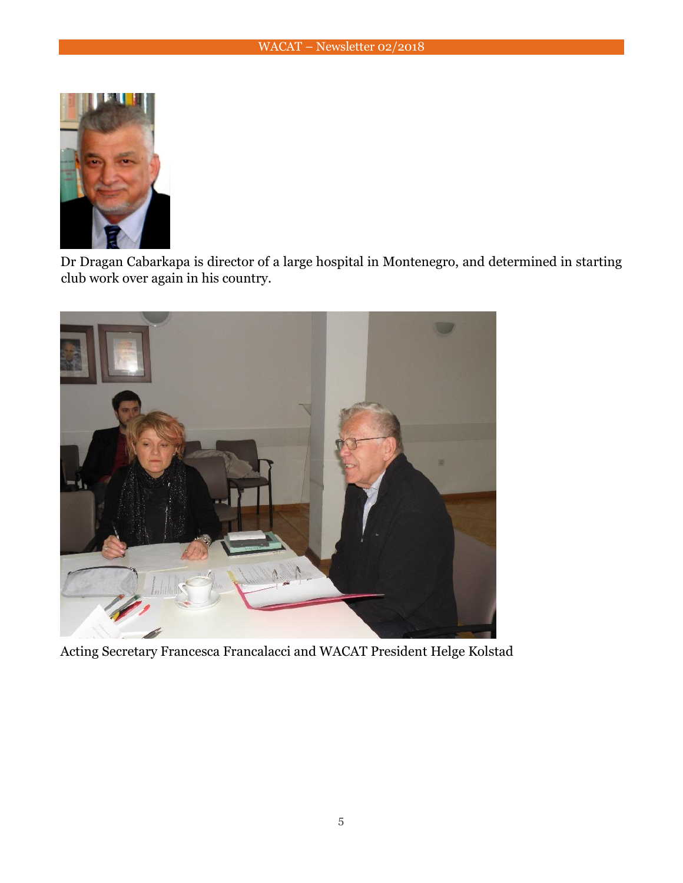Dr Dragan Cabarkapa is director of a large hospital in Montenegro, and determined in starting club work over again in his country.

Acting Secretary Francesca Francalacci and WACAT President Helge Kolstad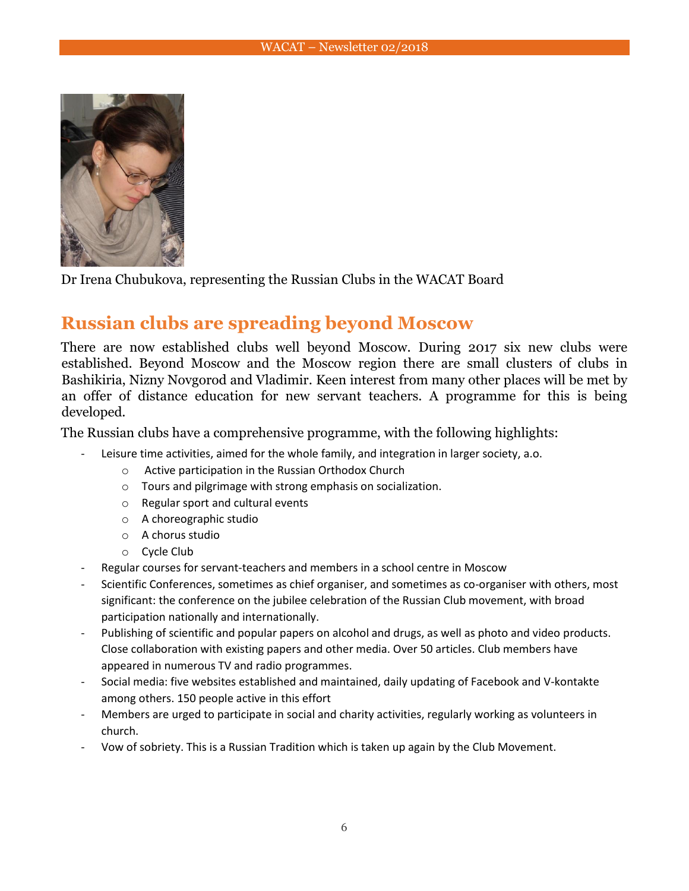Dr Irena Chubukova, representing the Russian Clubs in the WACAT Board

## Russian clubs are spreading beyond Moscow

There are now established clubs well beyond Moscow. During 2017 six new clubs were established. Beyond Moscow and the Moscow region there are small clusters of clubs in Bashikiria, Nizny Novgorod and Vladimir. Keen interest from many other places will be met by an offer of distance education for new servant teachers. A programme for this is being developed.

The Russian clubs have a comprehensive programme, with the following highlights:

- Leisure time activities, aimed for the whole family, and integration in larger society, a.o.
  - Active participation in the Russian Orthodox Church
  - Tours and pilgrimage with strong emphasis on socialization.
  - Regular sport and cultural events
  - A choreographic studio
  - A chorus studio
  - Cycle Club
- Regular courses for servant-teachers and members in a school centre in Moscow
- Scientific Conferences, sometimes as chief organiser, and sometimes as co-organiser with others, most significant: the conference on the jubilee celebration of the Russian Club movement, with broad participation nationally and internationally.
- Publishing of scientific and popular papers on alcohol and drugs, as well as photo and video products. Close collaboration with existing papers and other media. Over 50 articles. Club members have appeared in numerous TV and radio programmes.
- Social media: five websites established and maintained, daily updating of Facebook and V-kontakte among others. 150 people active in this effort
- Members are urged to participate in social and charity activities, regularly working as volunteers in church.
- Vow of sobriety. This is a Russian Tradition which is taken up again by the Club Movement.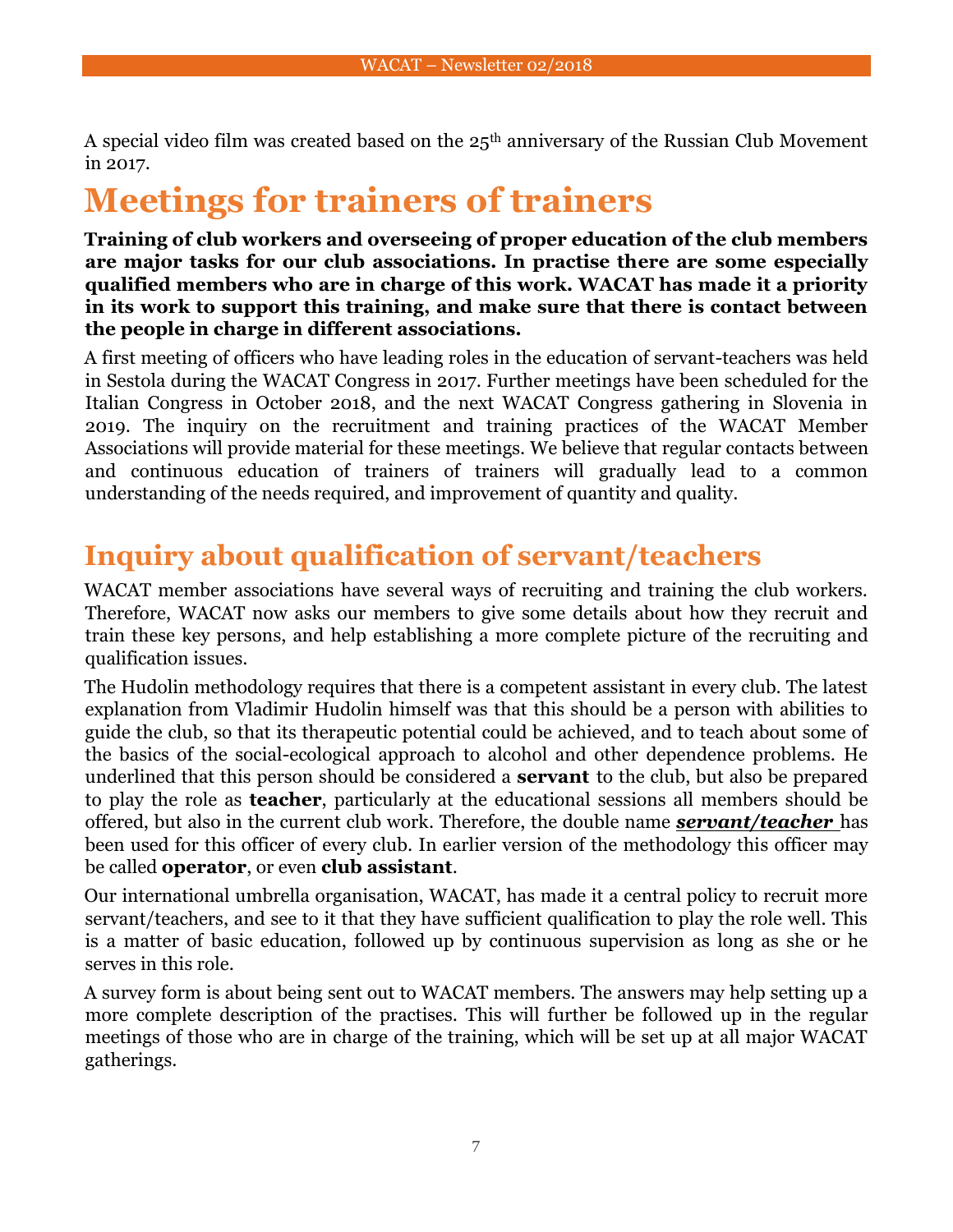A special video film was created based on the 25th anniversary of the Russian Club Movement in 2017.

# Meetings for trainers of trainers

**Training of club workers and overseeing of proper education of the club members are major tasks for our club associations. In practise there are some especially qualified members who are in charge of this work. WACAT has made it a priority in its work to support this training, and make sure that there is contact between the people in charge in different associations.**

A first meeting of officers who have leading roles in the education of servant-teachers was held in Sestola during the WACAT Congress in 2017. Further meetings have been scheduled for the Italian Congress in October 2018, and the next WACAT Congress gathering in Slovenia in 2019. The inquiry on the recruitment and training practices of the WACAT Member Associations will provide material for these meetings. We believe that regular contacts between and continuous education of trainers of trainers will gradually lead to a common understanding of the needs required, and improvement of quantity and quality.

## Inquiry about qualification of servant/teachers

WACAT member associations have several ways of recruiting and training the club workers. Therefore, WACAT now asks our members to give some details about how they recruit and train these key persons, and help establishing a more complete picture of the recruiting and qualification issues.

The Hudolin methodology requires that there is a competent assistant in every club. The latest explanation from Vladimir Hudolin himself was that this should be a person with abilities to guide the club, so that its therapeutic potential could be achieved, and to teach about some of the basics of the social-ecological approach to alcohol and other dependence problems. He underlined that this person should be considered a **servant** to the club, but also be prepared to play the role as **teacher**, particularly at the educational sessions all members should be offered, but also in the current club work. Therefore, the double name ***servant/teacher*** has been used for this officer of every club. In earlier version of the methodology this officer may be called **operator**, or even **club assistant**.

Our international umbrella organisation, WACAT, has made it a central policy to recruit more servant/teachers, and see to it that they have sufficient qualification to play the role well. This is a matter of basic education, followed up by continuous supervision as long as she or he serves in this role.

A survey form is about being sent out to WACAT members. The answers may help setting up a more complete description of the practises. This will further be followed up in the regular meetings of those who are in charge of the training, which will be set up at all major WACAT gatherings.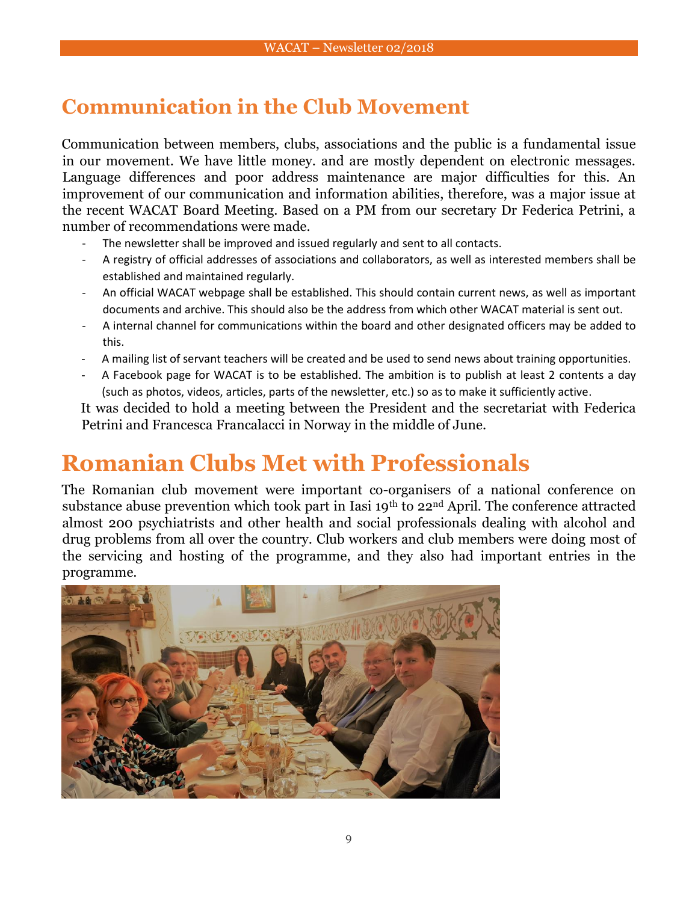## Communication in the Club Movement

Communication between members, clubs, associations and the public is a fundamental issue in our movement. We have little money. and are mostly dependent on electronic messages. Language differences and poor address maintenance are major difficulties for this. An improvement of our communication and information abilities, therefore, was a major issue at the recent WACAT Board Meeting. Based on a PM from our secretary Dr Federica Petrini, a number of recommendations were made.

- The newsletter shall be improved and issued regularly and sent to all contacts.
- A registry of official addresses of associations and collaborators, as well as interested members shall be established and maintained regularly.
- An official WACAT webpage shall be established. This should contain current news, as well as important documents and archive. This should also be the address from which other WACAT material is sent out.
- A internal channel for communications within the board and other designated officers may be added to this.
- A mailing list of servant teachers will be created and be used to send news about training opportunities.
- A Facebook page for WACAT is to be established. The ambition is to publish at least 2 contents a day (such as photos, videos, articles, parts of the newsletter, etc.) so as to make it sufficiently active.

It was decided to hold a meeting between the President and the secretariat with Federica Petrini and Francesca Francalacci in Norway in the middle of June.

## Romanian Clubs Met with Professionals

The Romanian club movement were important co-organisers of a national conference on substance abuse prevention which took part in Iasi 19th to 22nd April. The conference attracted almost 200 psychiatrists and other health and social professionals dealing with alcohol and drug problems from all over the country. Club workers and club members were doing most of the servicing and hosting of the programme, and they also had important entries in the programme.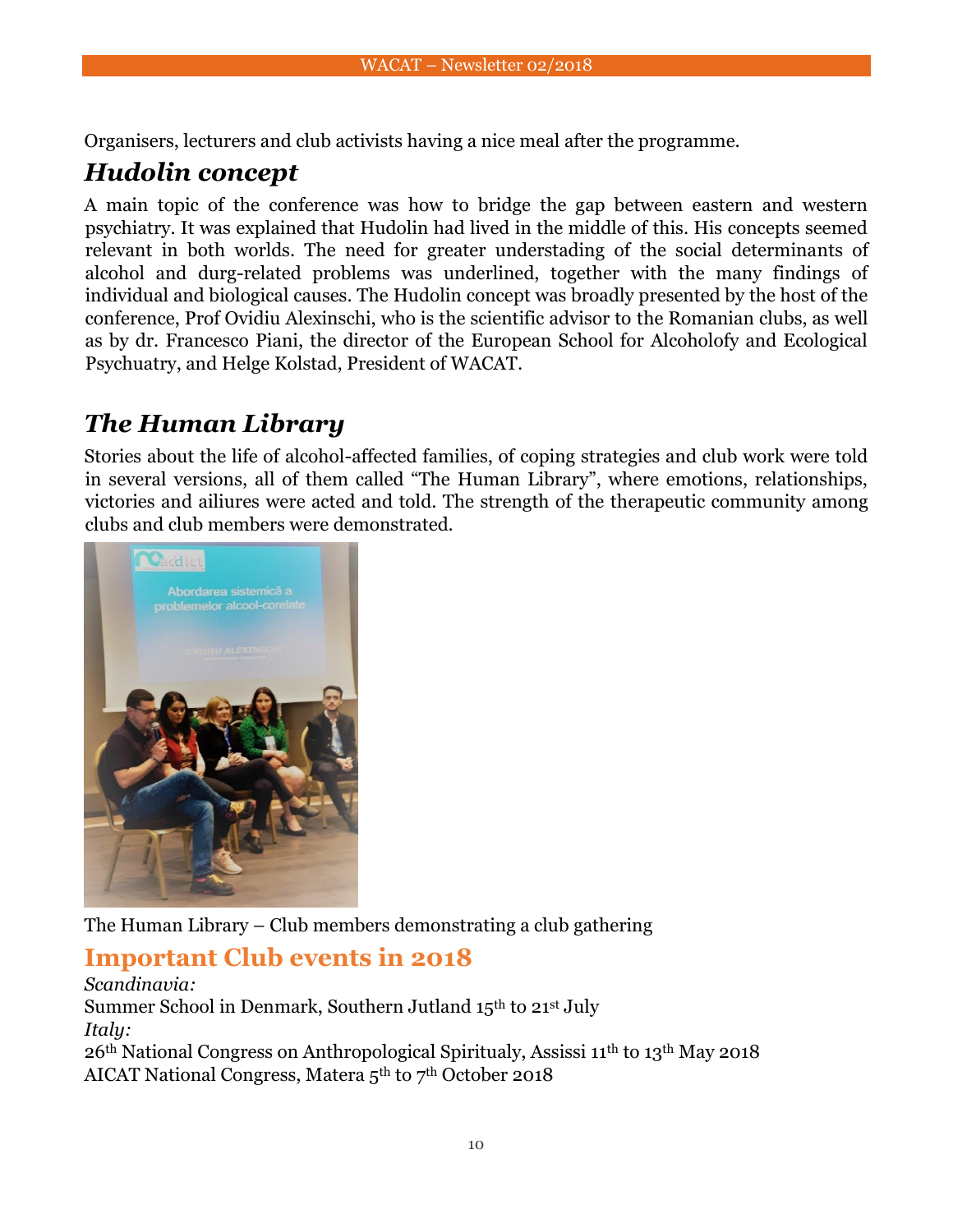Organisers, lecturers and club activists having a nice meal after the programme.

## *Hudolin concept*

A main topic of the conference was how to bridge the gap between eastern and western psychiatry. It was explained that Hudolin had lived in the middle of this. His concepts seemed relevant in both worlds. The need for greater understading of the social determinants of alcohol and durg-related problems was underlined, together with the many findings of individual and biological causes. The Hudolin concept was broadly presented by the host of the conference, Prof Ovidiu Alexinschi, who is the scientific advisor to the Romanian clubs, as well as by dr. Francesco Piani, the director of the European School for Alcoholofy and Ecological Psychuatry, and Helge Kolstad, President of WACAT.

## *The Human Library*

Stories about the life of alcohol-affected families, of coping strategies and club work were told in several versions, all of them called "The Human Library", where emotions, relationships, victories and ailiures were acted and told. The strength of the therapeutic community among clubs and club members were demonstrated.

The Human Library – Club members demonstrating a club gathering

## Important Club events in 2018

*Scandinavia:*

Summer School in Denmark, Southern Jutland 15th to 21st July

*Italy:*

26th National Congress on Anthropological Spiritualy, Assissi 11th to 13th May 2018

AICAT National Congress, Matera 5th to 7th October 2018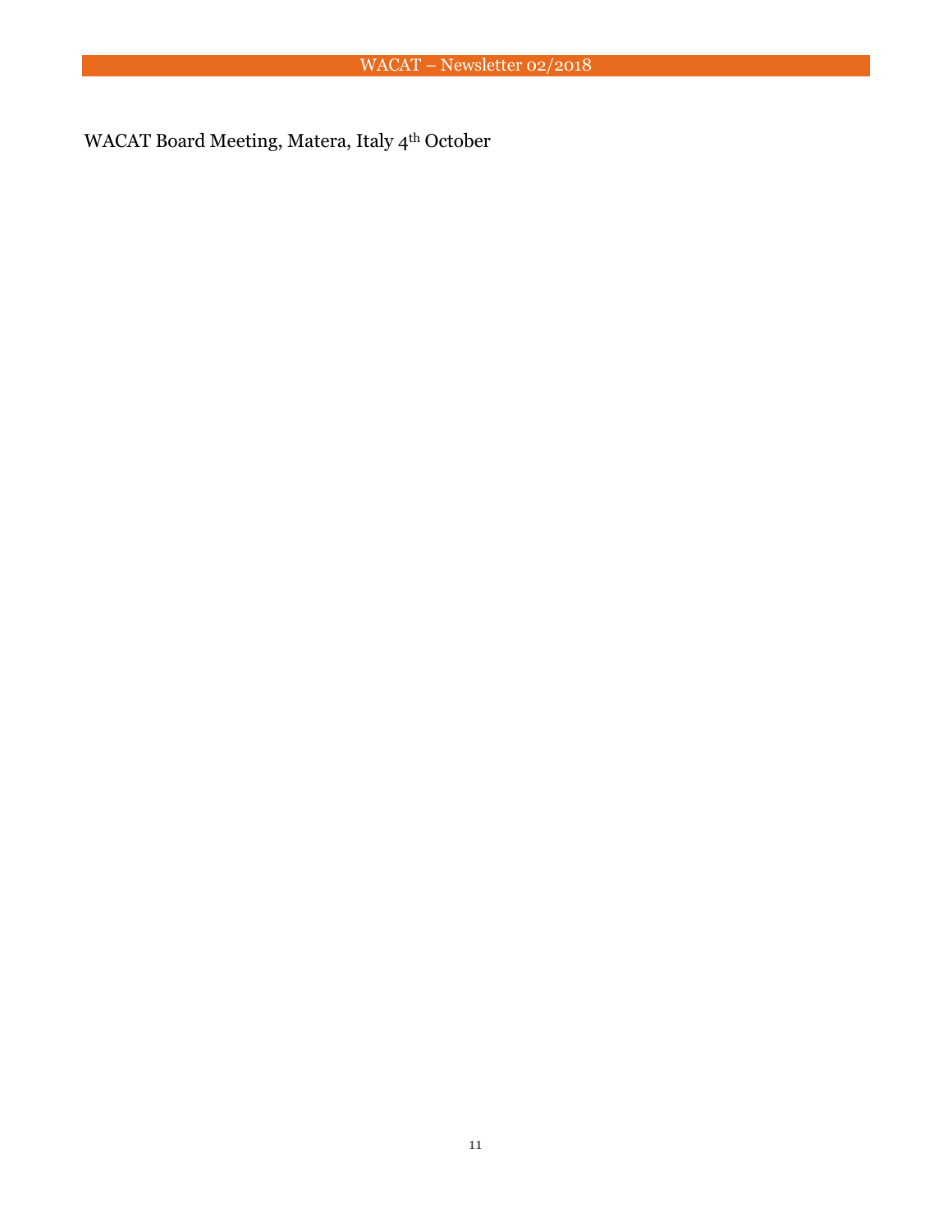WACAT Board Meeting, Matera, Italy 4th October